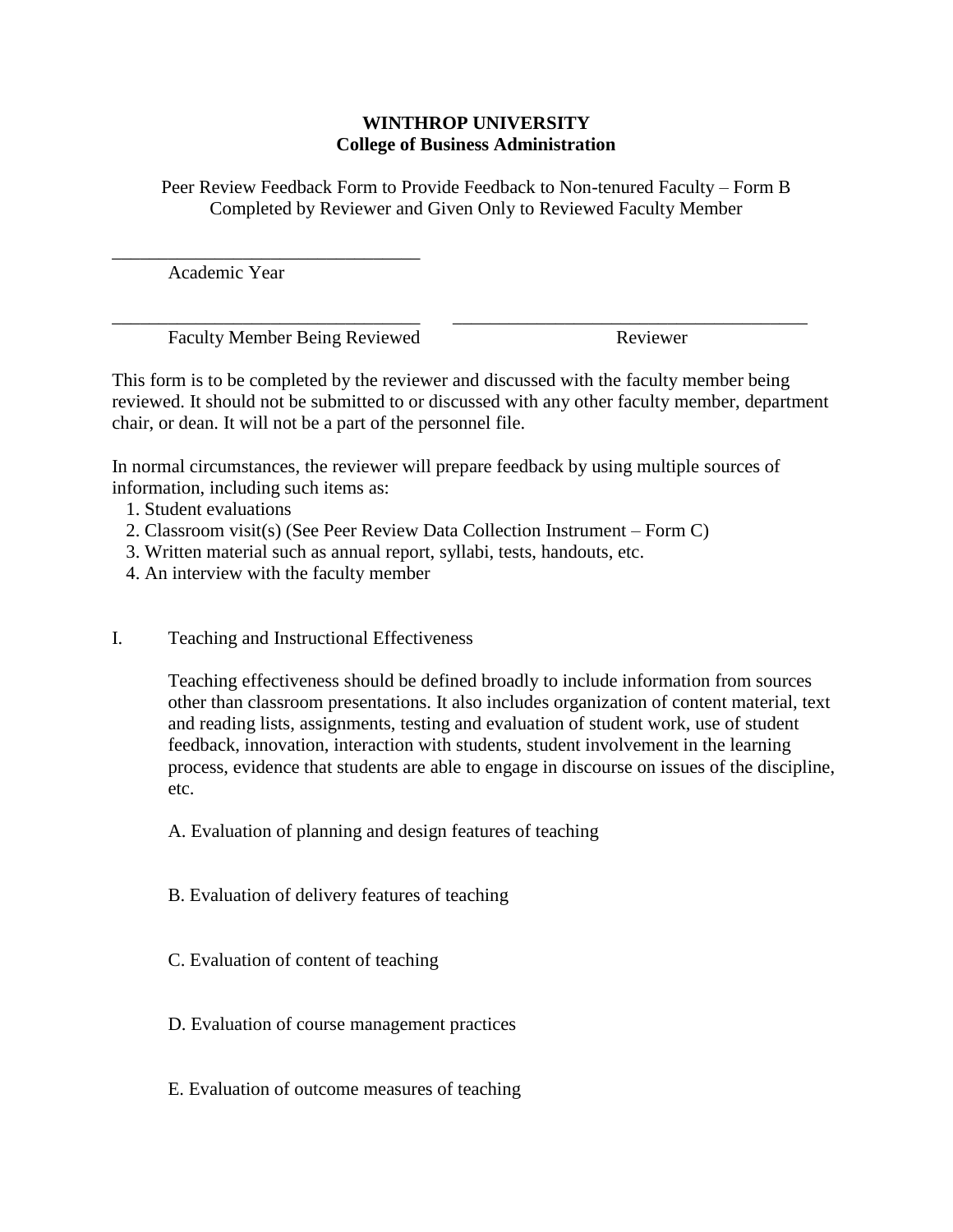**WINTHROP UNIVERSITY**
**College of Business Administration**

Peer Review Feedback Form to Provide Feedback to Non-tenured Faculty – Form B
Completed by Reviewer and Given Only to Reviewed Faculty Member

\_\_\_\_\_\_\_\_\_\_\_\_\_\_\_\_\_\_\_\_\_\_\_\_\_\_\_\_\_\_\_\_\_\_
Academic Year

\_\_\_\_\_\_\_\_\_\_\_\_\_\_\_\_\_\_\_\_\_\_\_\_\_\_\_\_\_\_\_\_\_\_ \_\_\_\_\_\_\_\_\_\_\_\_\_\_\_\_\_\_\_\_\_\_\_\_\_\_\_\_\_\_\_\_\_\_\_\_\_\_\_
Faculty Member Being Reviewed Reviewer

This form is to be completed by the reviewer and discussed with the faculty member being reviewed. It should not be submitted to or discussed with any other faculty member, department chair, or dean. It will not be a part of the personnel file.

In normal circumstances, the reviewer will prepare feedback by using multiple sources of information, including such items as:

1. Student evaluations
2. Classroom visit(s) (See Peer Review Data Collection Instrument – Form C)
3. Written material such as annual report, syllabi, tests, handouts, etc.
4. An interview with the faculty member

I. Teaching and Instructional Effectiveness

Teaching effectiveness should be defined broadly to include information from sources other than classroom presentations. It also includes organization of content material, text and reading lists, assignments, testing and evaluation of student work, use of student feedback, innovation, interaction with students, student involvement in the learning process, evidence that students are able to engage in discourse on issues of the discipline, etc.

A. Evaluation of planning and design features of teaching

B. Evaluation of delivery features of teaching

C. Evaluation of content of teaching

D. Evaluation of course management practices

E. Evaluation of outcome measures of teaching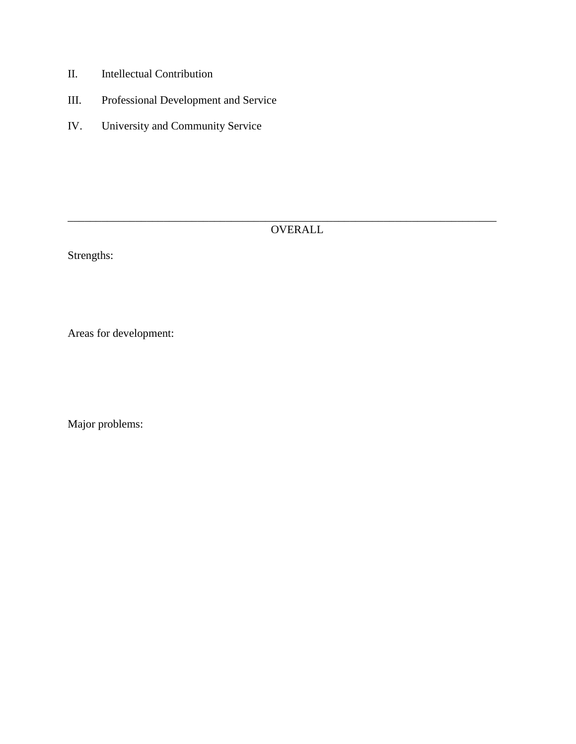II. Intellectual Contribution

III. Professional Development and Service

IV. University and Community Service

---

OVERALL

Strengths:

Areas for development:

Major problems: